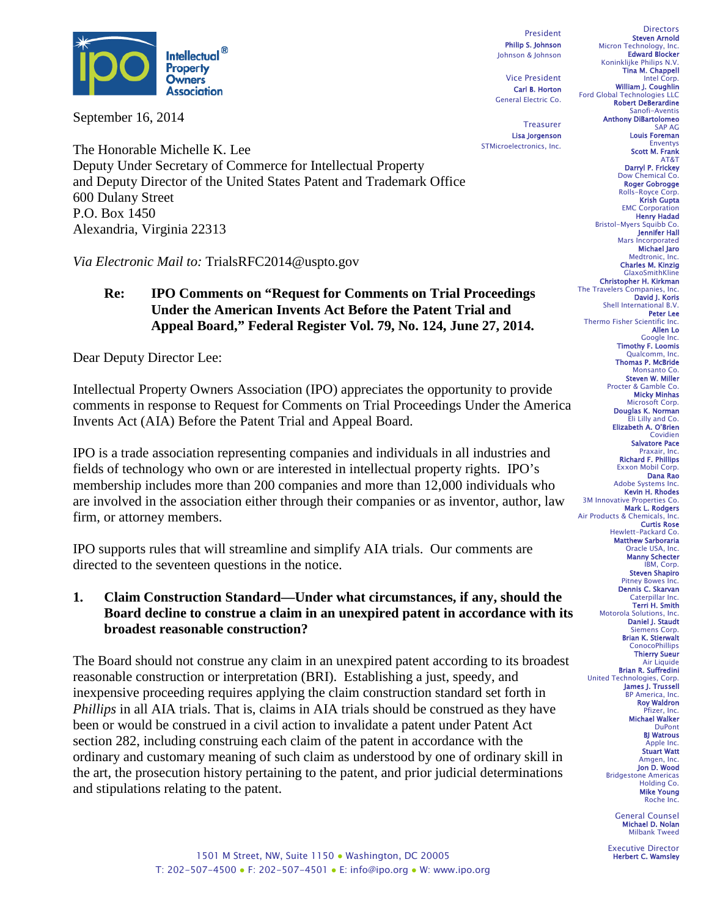**Intellectual Property Owners Association**

President
**Philip S. Johnson**
Johnson & Johnson

Vice President
**Carl B. Horton**
General Electric Co.

Treasurer
**Lisa Jorgenson**
STMicroelectronics, Inc.

Directors
**Steven Arnold**
Micron Technology, Inc.
**Edward Blocker**
Koninklijke Philips N.V.
**Tina M. Chappell**
Intel Corp.
**William J. Coughlin**
Ford Global Technologies LLC
**Robert DeBerardine**
Sanofi-Aventis
**Anthony DiBartolomeo**
SAP AG
**Louis Foreman**
Enventys
**Scott M. Frank**
AT&T
**Darryl P. Frickey**
Dow Chemical Co.
**Roger Gobrogge**
Rolls-Royce Corp.
**Krish Gupta**
EMC Corporation
**Henry Hadad**
Bristol-Myers Squibb Co.
**Jennifer Hall**
Mars Incorporated
**Michael Jaro**
Medtronic, Inc.
**Charles M. Kinzig**
GlaxoSmithKline
**Christopher H. Kirkman**
The Travelers Companies, Inc.
**David J. Koris**
Shell International B.V.
**Peter Lee**
Thermo Fisher Scientific Inc.
**Allen Lo**
Google Inc.
**Timothy F. Loomis**
Qualcomm, Inc.
**Thomas P. McBride**
Monsanto Co.
**Steven W. Miller**
Procter & Gamble Co.
**Micky Minhas**
Microsoft Corp.
**Douglas K. Norman**
Eli Lilly and Co.
**Elizabeth A. O'Brien**
Covidien
**Salvatore Pace**
Praxair, Inc.
**Richard F. Phillips**
Exxon Mobil Corp.
**Dana Rao**
Adobe Systems Inc.
**Kevin H. Rhodes**
3M Innovative Properties Co.
**Mark L. Rodgers**
Air Products & Chemicals, Inc.
**Curtis Rose**
Hewlett-Packard Co.
**Matthew Sarboraria**
Oracle USA, Inc.
**Manny Schecter**
IBM, Corp.
**Steven Shapiro**
Pitney Bowes Inc.
**Dennis C. Skarvan**
Caterpillar Inc.
**Terri H. Smith**
Motorola Solutions, Inc.
**Daniel J. Staudt**
Siemens Corp.
**Brian K. Stierwalt**
ConocoPhillips
**Thierry Sueur**
Air Liquide
**Brian R. Suffredini**
United Technologies, Corp.
**James J. Trussell**
BP America, Inc.
**Roy Waldron**
Pfizer, Inc.
**Michael Walker**
DuPont
**BJ Watrous**
Apple Inc.
**Stuart Watt**
Amgen, Inc.
**Jon D. Wood**
Bridgestone Americas Holding Co.
**Mike Young**
Roche Inc.

General Counsel
**Michael D. Nolan**
Milbank Tweed

Executive Director
**Herbert C. Wamsley**

September 16, 2014

The Honorable Michelle K. Lee
Deputy Under Secretary of Commerce for Intellectual Property
and Deputy Director of the United States Patent and Trademark Office
600 Dulany Street
P.O. Box 1450
Alexandria, Virginia 22313

*Via Electronic Mail to:* TrialsRFC2014@uspto.gov

**Re: IPO Comments on "Request for Comments on Trial Proceedings Under the American Invents Act Before the Patent Trial and Appeal Board," Federal Register Vol. 79, No. 124, June 27, 2014.**

Dear Deputy Director Lee:

Intellectual Property Owners Association (IPO) appreciates the opportunity to provide comments in response to Request for Comments on Trial Proceedings Under the America Invents Act (AIA) Before the Patent Trial and Appeal Board.

IPO is a trade association representing companies and individuals in all industries and fields of technology who own or are interested in intellectual property rights. IPO's membership includes more than 200 companies and more than 12,000 individuals who are involved in the association either through their companies or as inventor, author, law firm, or attorney members.

IPO supports rules that will streamline and simplify AIA trials. Our comments are directed to the seventeen questions in the notice.

**1. Claim Construction Standard—Under what circumstances, if any, should the Board decline to construe a claim in an unexpired patent in accordance with its broadest reasonable construction?**

The Board should not construe any claim in an unexpired patent according to its broadest reasonable construction or interpretation (BRI). Establishing a just, speedy, and inexpensive proceeding requires applying the claim construction standard set forth in *Phillips* in all AIA trials. That is, claims in AIA trials should be construed as they have been or would be construed in a civil action to invalidate a patent under Patent Act section 282, including construing each claim of the patent in accordance with the ordinary and customary meaning of such claim as understood by one of ordinary skill in the art, the prosecution history pertaining to the patent, and prior judicial determinations and stipulations relating to the patent.

1501 M Street, NW, Suite 1150 • Washington, DC 20005
T: 202-507-4500 • F: 202-507-4501 • E: info@ipo.org • W: www.ipo.org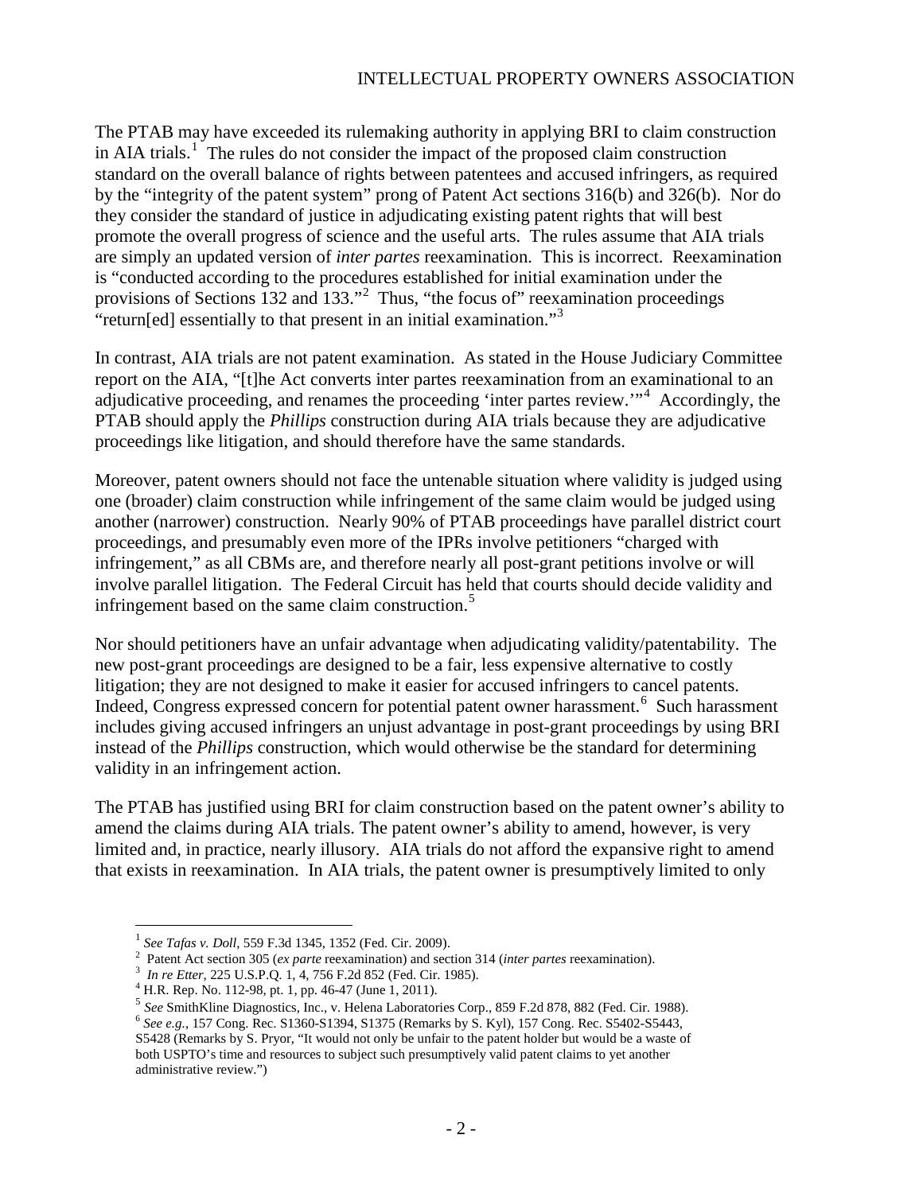The PTAB may have exceeded its rulemaking authority in applying BRI to claim construction in AIA trials.[1] The rules do not consider the impact of the proposed claim construction standard on the overall balance of rights between patentees and accused infringers, as required by the "integrity of the patent system" prong of Patent Act sections 316(b) and 326(b). Nor do they consider the standard of justice in adjudicating existing patent rights that will best promote the overall progress of science and the useful arts. The rules assume that AIA trials are simply an updated version of *inter partes* reexamination. This is incorrect. Reexamination is "conducted according to the procedures established for initial examination under the provisions of Sections 132 and 133."[2] Thus, "the focus of" reexamination proceedings "return[ed] essentially to that present in an initial examination."[3]

In contrast, AIA trials are not patent examination. As stated in the House Judiciary Committee report on the AIA, "[t]he Act converts inter partes reexamination from an examinational to an adjudicative proceeding, and renames the proceeding 'inter partes review.'"[4] Accordingly, the PTAB should apply the *Phillips* construction during AIA trials because they are adjudicative proceedings like litigation, and should therefore have the same standards.

Moreover, patent owners should not face the untenable situation where validity is judged using one (broader) claim construction while infringement of the same claim would be judged using another (narrower) construction. Nearly 90% of PTAB proceedings have parallel district court proceedings, and presumably even more of the IPRs involve petitioners "charged with infringement," as all CBMs are, and therefore nearly all post-grant petitions involve or will involve parallel litigation. The Federal Circuit has held that courts should decide validity and infringement based on the same claim construction.[5]

Nor should petitioners have an unfair advantage when adjudicating validity/patentability. The new post-grant proceedings are designed to be a fair, less expensive alternative to costly litigation; they are not designed to make it easier for accused infringers to cancel patents. Indeed, Congress expressed concern for potential patent owner harassment.[6] Such harassment includes giving accused infringers an unjust advantage in post-grant proceedings by using BRI instead of the *Phillips* construction, which would otherwise be the standard for determining validity in an infringement action.

The PTAB has justified using BRI for claim construction based on the patent owner's ability to amend the claims during AIA trials. The patent owner's ability to amend, however, is very limited and, in practice, nearly illusory. AIA trials do not afford the expansive right to amend that exists in reexamination. In AIA trials, the patent owner is presumptively limited to only

---

[1] *See Tafas v. Doll*, 559 F.3d 1345, 1352 (Fed. Cir. 2009).

[2] Patent Act section 305 (*ex parte* reexamination) and section 314 (*inter partes* reexamination).

[3] *In re Etter*, 225 U.S.P.Q. 1, 4, 756 F.2d 852 (Fed. Cir. 1985).

[4] H.R. Rep. No. 112-98, pt. 1, pp. 46-47 (June 1, 2011).

[5] *See* SmithKline Diagnostics, Inc., v. Helena Laboratories Corp., 859 F.2d 878, 882 (Fed. Cir. 1988).

[6] *See e.g.*, 157 Cong. Rec. S1360-S1394, S1375 (Remarks by S. Kyl), 157 Cong. Rec. S5402-S5443, S5428 (Remarks by S. Pryor, "It would not only be unfair to the patent holder but would be a waste of both USPTO's time and resources to subject such presumptively valid patent claims to yet another administrative review.")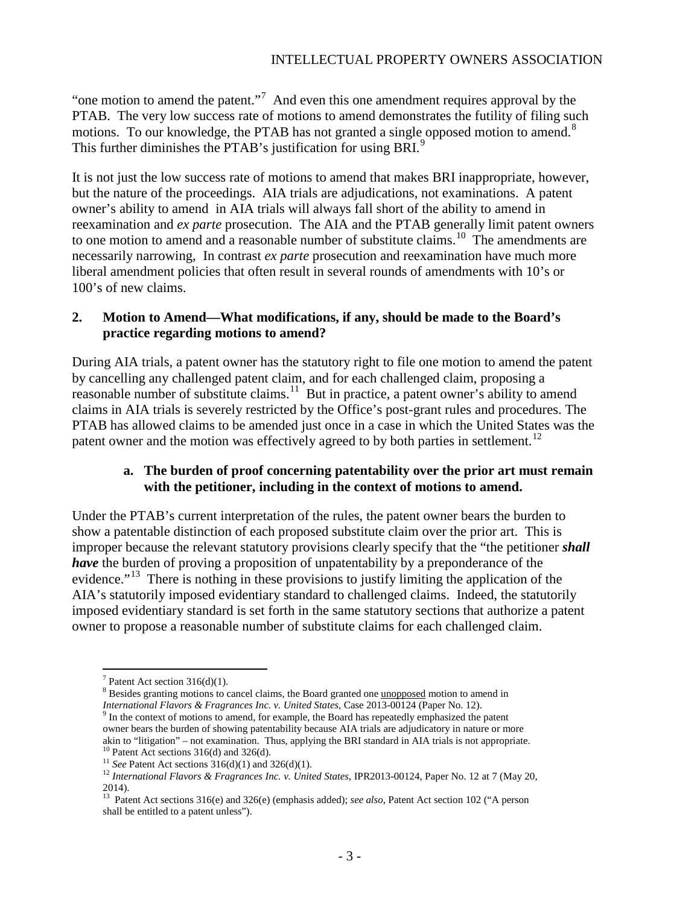"one motion to amend the patent."[7] And even this one amendment requires approval by the PTAB. The very low success rate of motions to amend demonstrates the futility of filing such motions. To our knowledge, the PTAB has not granted a single opposed motion to amend.[8] This further diminishes the PTAB's justification for using BRI.[9]

It is not just the low success rate of motions to amend that makes BRI inappropriate, however, but the nature of the proceedings. AIA trials are adjudications, not examinations. A patent owner's ability to amend in AIA trials will always fall short of the ability to amend in reexamination and *ex parte* prosecution. The AIA and the PTAB generally limit patent owners to one motion to amend and a reasonable number of substitute claims.[10] The amendments are necessarily narrowing, In contrast *ex parte* prosecution and reexamination have much more liberal amendment policies that often result in several rounds of amendments with 10's or 100's of new claims.

## 2. Motion to Amend—What modifications, if any, should be made to the Board's practice regarding motions to amend?

During AIA trials, a patent owner has the statutory right to file one motion to amend the patent by cancelling any challenged patent claim, and for each challenged claim, proposing a reasonable number of substitute claims.[11] But in practice, a patent owner's ability to amend claims in AIA trials is severely restricted by the Office's post-grant rules and procedures. The PTAB has allowed claims to be amended just once in a case in which the United States was the patent owner and the motion was effectively agreed to by both parties in settlement.[12]

### a. The burden of proof concerning patentability over the prior art must remain with the petitioner, including in the context of motions to amend.

Under the PTAB's current interpretation of the rules, the patent owner bears the burden to show a patentable distinction of each proposed substitute claim over the prior art. This is improper because the relevant statutory provisions clearly specify that the "the petitioner ***shall have*** the burden of proving a proposition of unpatentability by a preponderance of the evidence."[13] There is nothing in these provisions to justify limiting the application of the AIA's statutorily imposed evidentiary standard to challenged claims. Indeed, the statutorily imposed evidentiary standard is set forth in the same statutory sections that authorize a patent owner to propose a reasonable number of substitute claims for each challenged claim.

---

[7] Patent Act section 316(d)(1).

[8] Besides granting motions to cancel claims, the Board granted one unopposed motion to amend in *International Flavors & Fragrances Inc. v. United States*, Case 2013-00124 (Paper No. 12).

[9] In the context of motions to amend, for example, the Board has repeatedly emphasized the patent owner bears the burden of showing patentability because AIA trials are adjudicatory in nature or more akin to "litigation" – not examination. Thus, applying the BRI standard in AIA trials is not appropriate.

[10] Patent Act sections 316(d) and 326(d).

[11] *See* Patent Act sections 316(d)(1) and 326(d)(1).

[12] *International Flavors & Fragrances Inc. v. United States*, IPR2013-00124, Paper No. 12 at 7 (May 20, 2014).

[13] Patent Act sections 316(e) and 326(e) (emphasis added); *see also*, Patent Act section 102 ("A person shall be entitled to a patent unless").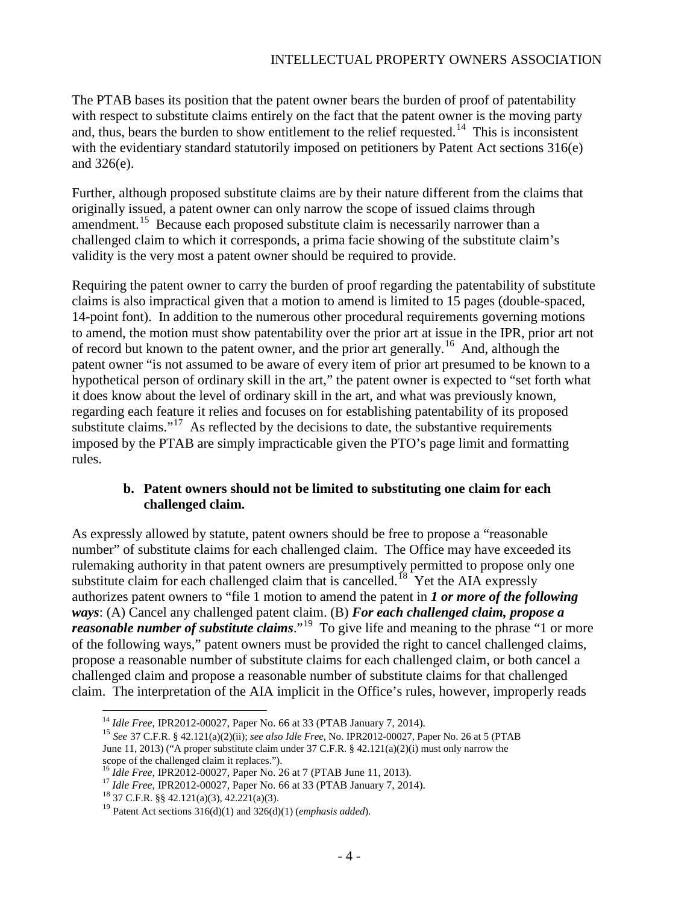The PTAB bases its position that the patent owner bears the burden of proof of patentability with respect to substitute claims entirely on the fact that the patent owner is the moving party and, thus, bears the burden to show entitlement to the relief requested.[14] This is inconsistent with the evidentiary standard statutorily imposed on petitioners by Patent Act sections 316(e) and 326(e).

Further, although proposed substitute claims are by their nature different from the claims that originally issued, a patent owner can only narrow the scope of issued claims through amendment.[15] Because each proposed substitute claim is necessarily narrower than a challenged claim to which it corresponds, a prima facie showing of the substitute claim's validity is the very most a patent owner should be required to provide.

Requiring the patent owner to carry the burden of proof regarding the patentability of substitute claims is also impractical given that a motion to amend is limited to 15 pages (double-spaced, 14-point font). In addition to the numerous other procedural requirements governing motions to amend, the motion must show patentability over the prior art at issue in the IPR, prior art not of record but known to the patent owner, and the prior art generally.[16] And, although the patent owner "is not assumed to be aware of every item of prior art presumed to be known to a hypothetical person of ordinary skill in the art," the patent owner is expected to "set forth what it does know about the level of ordinary skill in the art, and what was previously known, regarding each feature it relies and focuses on for establishing patentability of its proposed substitute claims."[17] As reflected by the decisions to date, the substantive requirements imposed by the PTAB are simply impracticable given the PTO's page limit and formatting rules.

**b. Patent owners should not be limited to substituting one claim for each challenged claim.**

As expressly allowed by statute, patent owners should be free to propose a "reasonable number" of substitute claims for each challenged claim. The Office may have exceeded its rulemaking authority in that patent owners are presumptively permitted to propose only one substitute claim for each challenged claim that is cancelled.[18] Yet the AIA expressly authorizes patent owners to "file 1 motion to amend the patent in ***1 or more of the following ways***: (A) Cancel any challenged patent claim. (B) ***For each challenged claim, propose a reasonable number of substitute claims***."[19] To give life and meaning to the phrase "1 or more of the following ways," patent owners must be provided the right to cancel challenged claims, propose a reasonable number of substitute claims for each challenged claim, or both cancel a challenged claim and propose a reasonable number of substitute claims for that challenged claim. The interpretation of the AIA implicit in the Office's rules, however, improperly reads

---

[14] *Idle Free*, IPR2012-00027, Paper No. 66 at 33 (PTAB January 7, 2014).

[15] *See* 37 C.F.R. § 42.121(a)(2)(ii); *see also Idle Free*, No. IPR2012-00027, Paper No. 26 at 5 (PTAB June 11, 2013) ("A proper substitute claim under 37 C.F.R. § 42.121(a)(2)(i) must only narrow the scope of the challenged claim it replaces.").

[16] *Idle Free*, IPR2012-00027, Paper No. 26 at 7 (PTAB June 11, 2013).

[17] *Idle Free*, IPR2012-00027, Paper No. 66 at 33 (PTAB January 7, 2014).

[18] 37 C.F.R. §§ 42.121(a)(3), 42.221(a)(3).

[19] Patent Act sections 316(d)(1) and 326(d)(1) (*emphasis added*).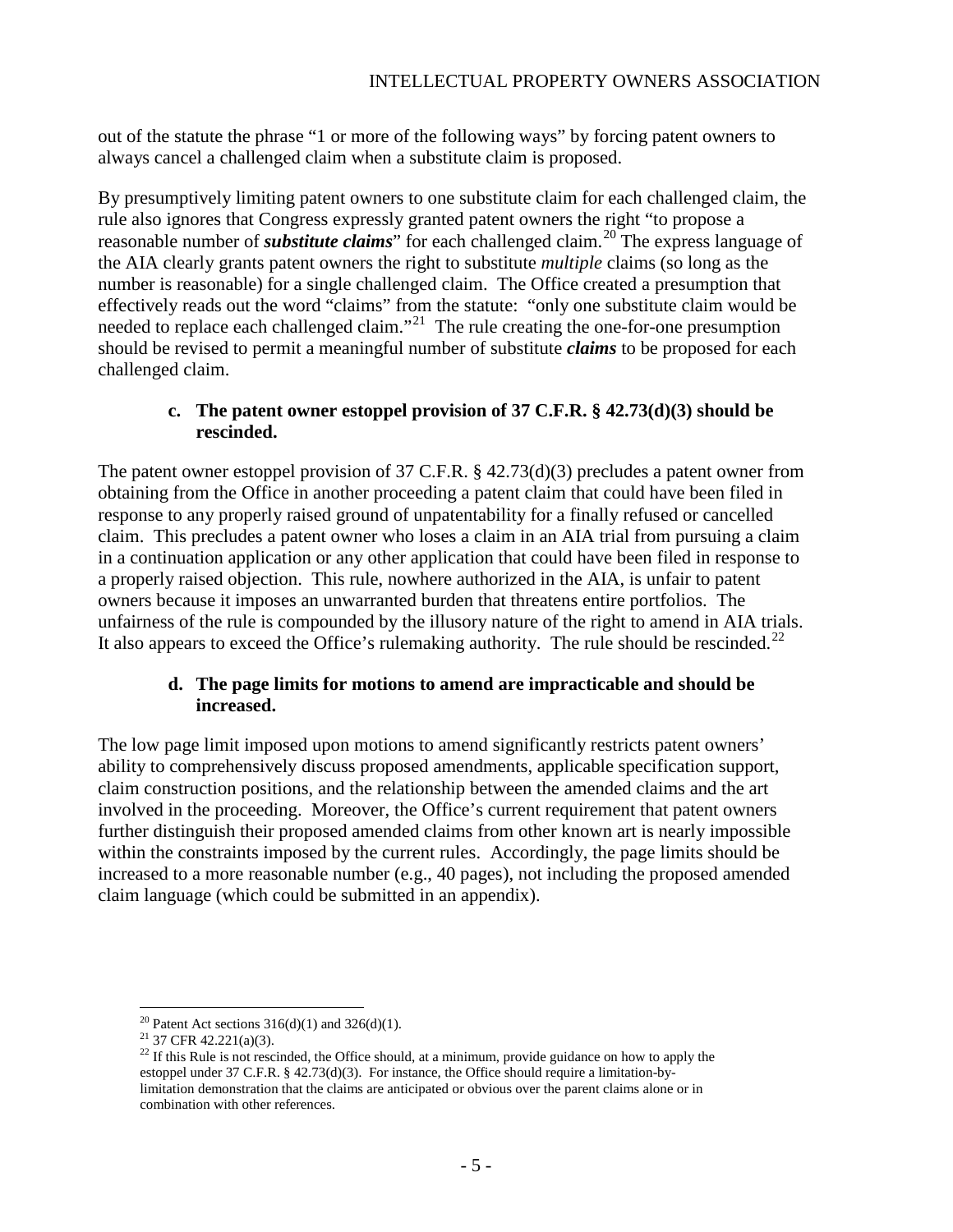out of the statute the phrase "1 or more of the following ways" by forcing patent owners to always cancel a challenged claim when a substitute claim is proposed.

By presumptively limiting patent owners to one substitute claim for each challenged claim, the rule also ignores that Congress expressly granted patent owners the right "to propose a reasonable number of ***substitute claims***" for each challenged claim.[20] The express language of the AIA clearly grants patent owners the right to substitute *multiple* claims (so long as the number is reasonable) for a single challenged claim. The Office created a presumption that effectively reads out the word "claims" from the statute: "only one substitute claim would be needed to replace each challenged claim."[21] The rule creating the one-for-one presumption should be revised to permit a meaningful number of substitute ***claims*** to be proposed for each challenged claim.

**c. The patent owner estoppel provision of 37 C.F.R. § 42.73(d)(3) should be rescinded.**

The patent owner estoppel provision of 37 C.F.R. § 42.73(d)(3) precludes a patent owner from obtaining from the Office in another proceeding a patent claim that could have been filed in response to any properly raised ground of unpatentability for a finally refused or cancelled claim. This precludes a patent owner who loses a claim in an AIA trial from pursuing a claim in a continuation application or any other application that could have been filed in response to a properly raised objection. This rule, nowhere authorized in the AIA, is unfair to patent owners because it imposes an unwarranted burden that threatens entire portfolios. The unfairness of the rule is compounded by the illusory nature of the right to amend in AIA trials. It also appears to exceed the Office's rulemaking authority. The rule should be rescinded.[22]

**d. The page limits for motions to amend are impracticable and should be increased.**

The low page limit imposed upon motions to amend significantly restricts patent owners' ability to comprehensively discuss proposed amendments, applicable specification support, claim construction positions, and the relationship between the amended claims and the art involved in the proceeding. Moreover, the Office's current requirement that patent owners further distinguish their proposed amended claims from other known art is nearly impossible within the constraints imposed by the current rules. Accordingly, the page limits should be increased to a more reasonable number (e.g., 40 pages), not including the proposed amended claim language (which could be submitted in an appendix).

---

[20] Patent Act sections 316(d)(1) and 326(d)(1).

[21] 37 CFR 42.221(a)(3).

[22] If this Rule is not rescinded, the Office should, at a minimum, provide guidance on how to apply the estoppel under 37 C.F.R. § 42.73(d)(3). For instance, the Office should require a limitation-by-limitation demonstration that the claims are anticipated or obvious over the parent claims alone or in combination with other references.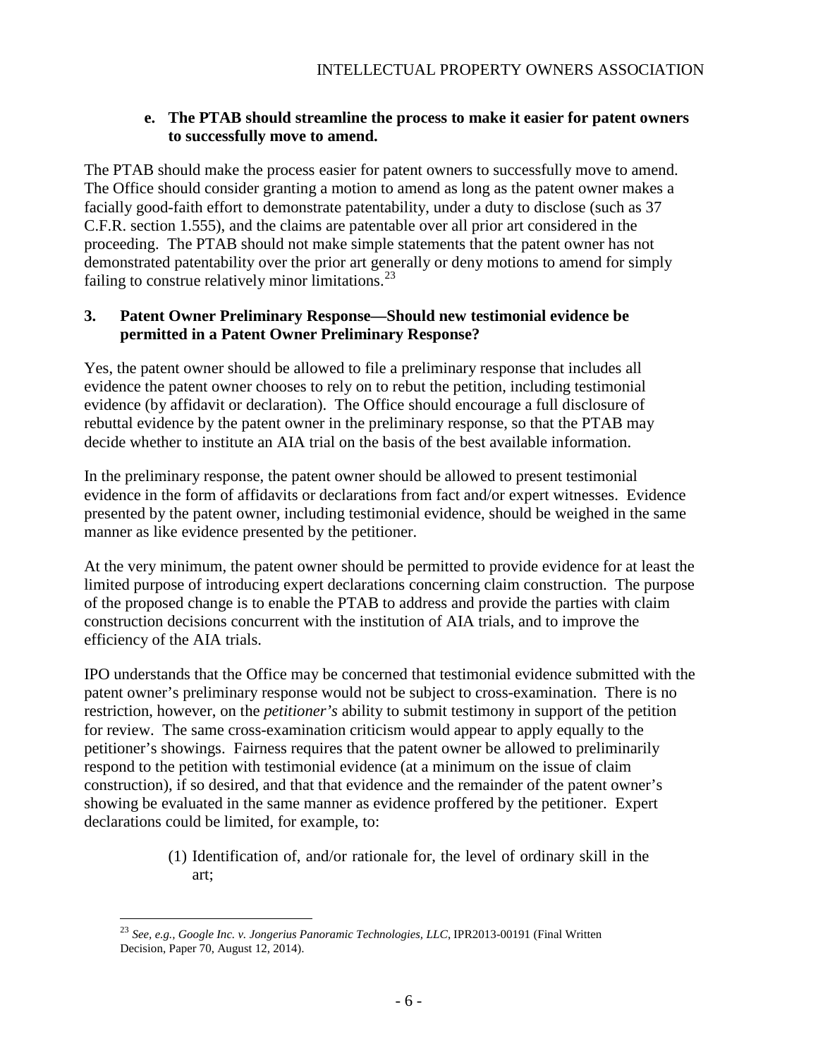### e. The PTAB should streamline the process to make it easier for patent owners to successfully move to amend.

The PTAB should make the process easier for patent owners to successfully move to amend. The Office should consider granting a motion to amend as long as the patent owner makes a facially good-faith effort to demonstrate patentability, under a duty to disclose (such as 37 C.F.R. section 1.555), and the claims are patentable over all prior art considered in the proceeding. The PTAB should not make simple statements that the patent owner has not demonstrated patentability over the prior art generally or deny motions to amend for simply failing to construe relatively minor limitations.[23]

## 3. Patent Owner Preliminary Response—Should new testimonial evidence be permitted in a Patent Owner Preliminary Response?

Yes, the patent owner should be allowed to file a preliminary response that includes all evidence the patent owner chooses to rely on to rebut the petition, including testimonial evidence (by affidavit or declaration). The Office should encourage a full disclosure of rebuttal evidence by the patent owner in the preliminary response, so that the PTAB may decide whether to institute an AIA trial on the basis of the best available information.

In the preliminary response, the patent owner should be allowed to present testimonial evidence in the form of affidavits or declarations from fact and/or expert witnesses. Evidence presented by the patent owner, including testimonial evidence, should be weighed in the same manner as like evidence presented by the petitioner.

At the very minimum, the patent owner should be permitted to provide evidence for at least the limited purpose of introducing expert declarations concerning claim construction. The purpose of the proposed change is to enable the PTAB to address and provide the parties with claim construction decisions concurrent with the institution of AIA trials, and to improve the efficiency of the AIA trials.

IPO understands that the Office may be concerned that testimonial evidence submitted with the patent owner's preliminary response would not be subject to cross-examination. There is no restriction, however, on the *petitioner's* ability to submit testimony in support of the petition for review. The same cross-examination criticism would appear to apply equally to the petitioner's showings. Fairness requires that the patent owner be allowed to preliminarily respond to the petition with testimonial evidence (at a minimum on the issue of claim construction), if so desired, and that that evidence and the remainder of the patent owner's showing be evaluated in the same manner as evidence proffered by the petitioner. Expert declarations could be limited, for example, to:

(1) Identification of, and/or rationale for, the level of ordinary skill in the art;

---

[23] *See, e.g., Google Inc. v. Jongerius Panoramic Technologies, LLC*, IPR2013-00191 (Final Written Decision, Paper 70, August 12, 2014).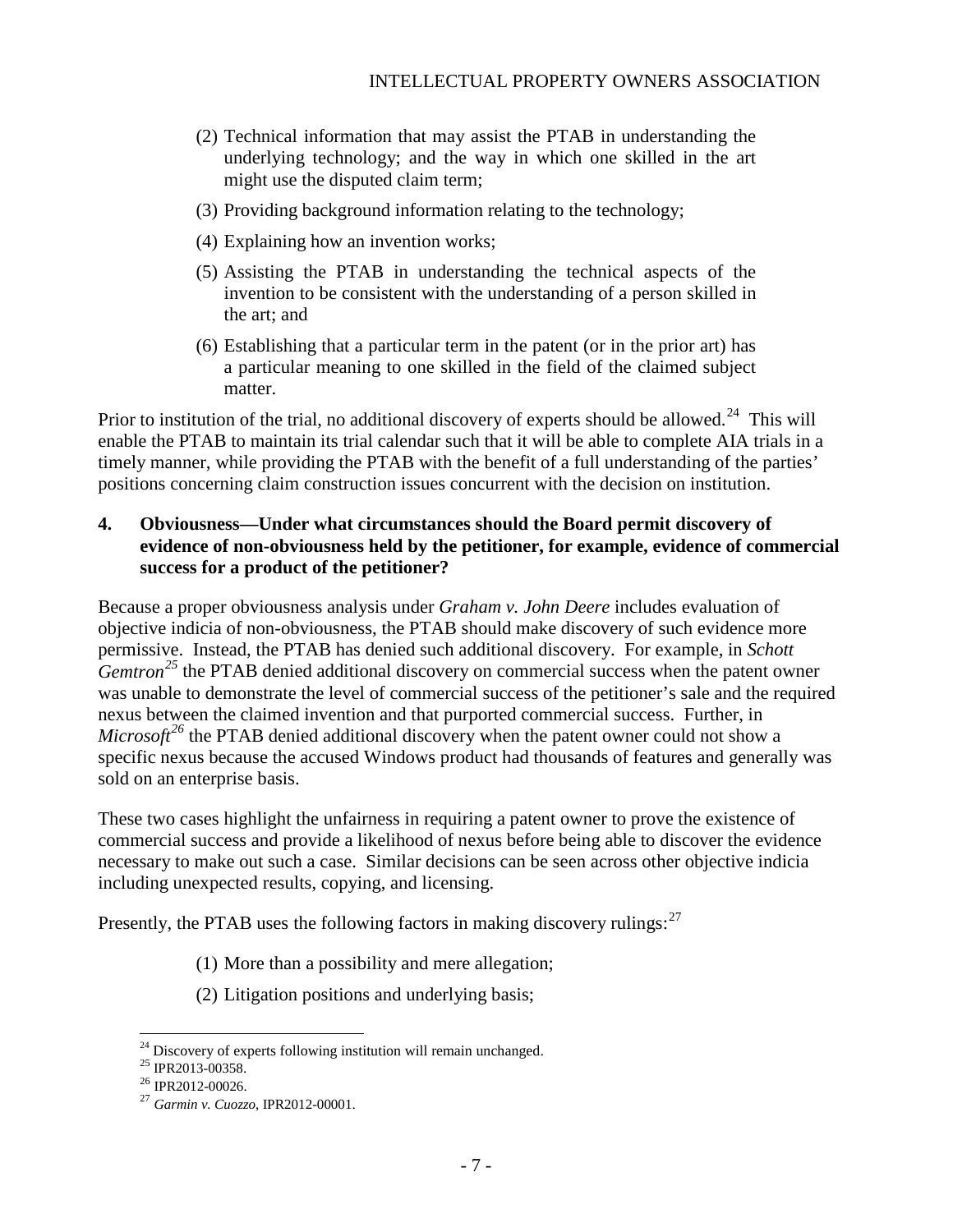(2) Technical information that may assist the PTAB in understanding the underlying technology; and the way in which one skilled in the art might use the disputed claim term;

(3) Providing background information relating to the technology;

(4) Explaining how an invention works;

(5) Assisting the PTAB in understanding the technical aspects of the invention to be consistent with the understanding of a person skilled in the art; and

(6) Establishing that a particular term in the patent (or in the prior art) has a particular meaning to one skilled in the field of the claimed subject matter.

Prior to institution of the trial, no additional discovery of experts should be allowed.[24] This will enable the PTAB to maintain its trial calendar such that it will be able to complete AIA trials in a timely manner, while providing the PTAB with the benefit of a full understanding of the parties' positions concerning claim construction issues concurrent with the decision on institution.

**4. Obviousness—Under what circumstances should the Board permit discovery of evidence of non-obviousness held by the petitioner, for example, evidence of commercial success for a product of the petitioner?**

Because a proper obviousness analysis under *Graham v. John Deere* includes evaluation of objective indicia of non-obviousness, the PTAB should make discovery of such evidence more permissive. Instead, the PTAB has denied such additional discovery. For example, in *Schott Gemtron*[25] the PTAB denied additional discovery on commercial success when the patent owner was unable to demonstrate the level of commercial success of the petitioner's sale and the required nexus between the claimed invention and that purported commercial success. Further, in *Microsoft*[26] the PTAB denied additional discovery when the patent owner could not show a specific nexus because the accused Windows product had thousands of features and generally was sold on an enterprise basis.

These two cases highlight the unfairness in requiring a patent owner to prove the existence of commercial success and provide a likelihood of nexus before being able to discover the evidence necessary to make out such a case. Similar decisions can be seen across other objective indicia including unexpected results, copying, and licensing.

Presently, the PTAB uses the following factors in making discovery rulings:[27]

(1) More than a possibility and mere allegation;

(2) Litigation positions and underlying basis;

---

[24] Discovery of experts following institution will remain unchanged.

[25] IPR2013-00358.

[26] IPR2012-00026.

[27] *Garmin v. Cuozzo*, IPR2012-00001.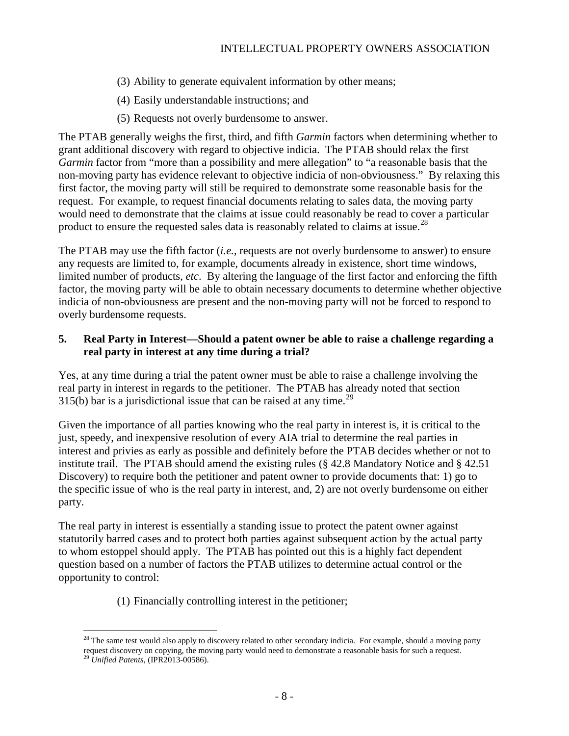(3) Ability to generate equivalent information by other means;

(4) Easily understandable instructions; and

(5) Requests not overly burdensome to answer.

The PTAB generally weighs the first, third, and fifth *Garmin* factors when determining whether to grant additional discovery with regard to objective indicia. The PTAB should relax the first *Garmin* factor from "more than a possibility and mere allegation" to "a reasonable basis that the non-moving party has evidence relevant to objective indicia of non-obviousness." By relaxing this first factor, the moving party will still be required to demonstrate some reasonable basis for the request. For example, to request financial documents relating to sales data, the moving party would need to demonstrate that the claims at issue could reasonably be read to cover a particular product to ensure the requested sales data is reasonably related to claims at issue.[28]

The PTAB may use the fifth factor (*i.e.*, requests are not overly burdensome to answer) to ensure any requests are limited to, for example, documents already in existence, short time windows, limited number of products, *etc*. By altering the language of the first factor and enforcing the fifth factor, the moving party will be able to obtain necessary documents to determine whether objective indicia of non-obviousness are present and the non-moving party will not be forced to respond to overly burdensome requests.

**5. Real Party in Interest—Should a patent owner be able to raise a challenge regarding a real party in interest at any time during a trial?**

Yes, at any time during a trial the patent owner must be able to raise a challenge involving the real party in interest in regards to the petitioner. The PTAB has already noted that section 315(b) bar is a jurisdictional issue that can be raised at any time.[29]

Given the importance of all parties knowing who the real party in interest is, it is critical to the just, speedy, and inexpensive resolution of every AIA trial to determine the real parties in interest and privies as early as possible and definitely before the PTAB decides whether or not to institute trail. The PTAB should amend the existing rules (§ 42.8 Mandatory Notice and § 42.51 Discovery) to require both the petitioner and patent owner to provide documents that: 1) go to the specific issue of who is the real party in interest, and, 2) are not overly burdensome on either party.

The real party in interest is essentially a standing issue to protect the patent owner against statutorily barred cases and to protect both parties against subsequent action by the actual party to whom estoppel should apply. The PTAB has pointed out this is a highly fact dependent question based on a number of factors the PTAB utilizes to determine actual control or the opportunity to control:

(1) Financially controlling interest in the petitioner;

---

[28] The same test would also apply to discovery related to other secondary indicia. For example, should a moving party request discovery on copying, the moving party would need to demonstrate a reasonable basis for such a request.

[29] *Unified Patents*, (IPR2013-00586).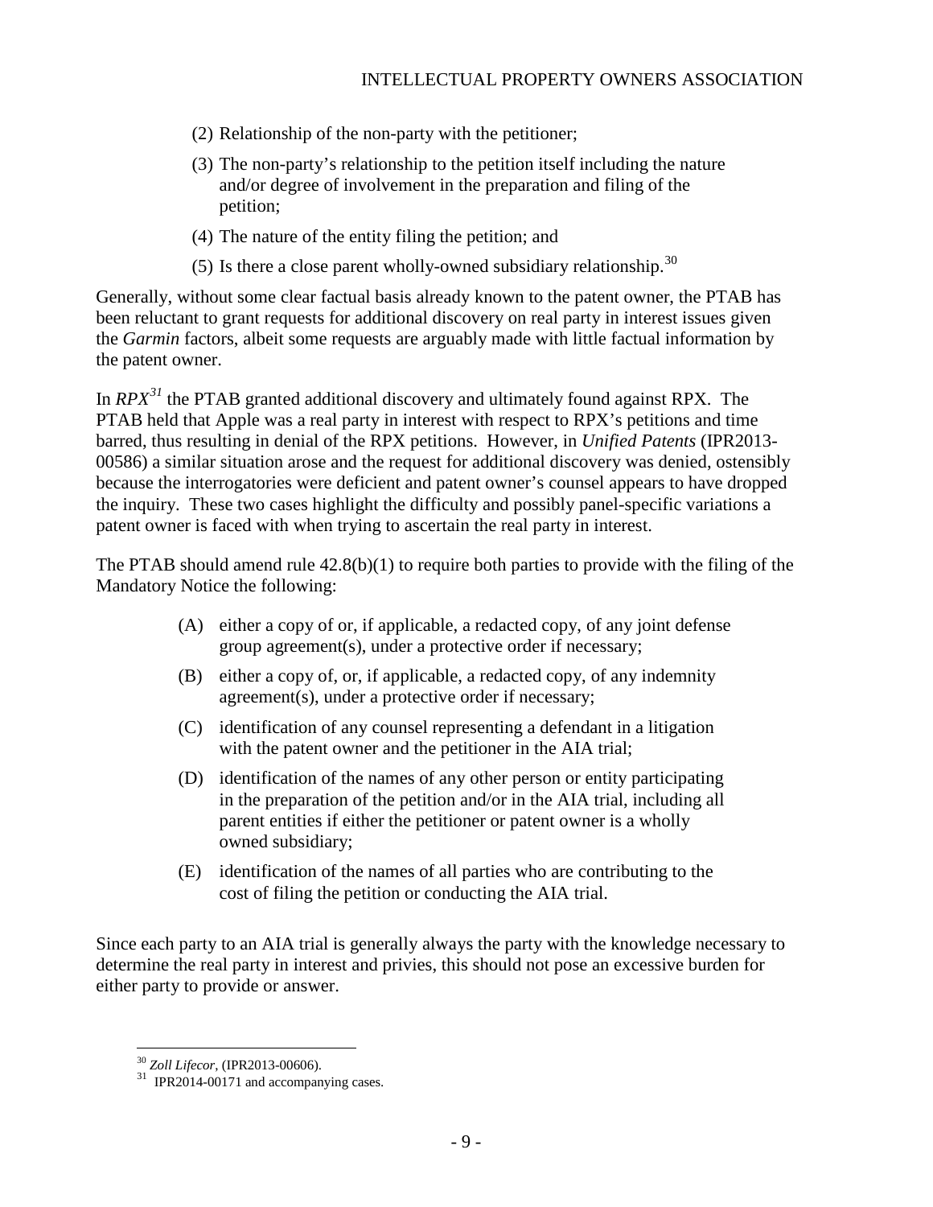(2) Relationship of the non-party with the petitioner;

(3) The non-party's relationship to the petition itself including the nature and/or degree of involvement in the preparation and filing of the petition;

(4) The nature of the entity filing the petition; and

(5) Is there a close parent wholly-owned subsidiary relationship.[30]

Generally, without some clear factual basis already known to the patent owner, the PTAB has been reluctant to grant requests for additional discovery on real party in interest issues given the *Garmin* factors, albeit some requests are arguably made with little factual information by the patent owner.

In *RPX*[31] the PTAB granted additional discovery and ultimately found against RPX. The PTAB held that Apple was a real party in interest with respect to RPX's petitions and time barred, thus resulting in denial of the RPX petitions. However, in *Unified Patents* (IPR2013-00586) a similar situation arose and the request for additional discovery was denied, ostensibly because the interrogatories were deficient and patent owner's counsel appears to have dropped the inquiry. These two cases highlight the difficulty and possibly panel-specific variations a patent owner is faced with when trying to ascertain the real party in interest.

The PTAB should amend rule 42.8(b)(1) to require both parties to provide with the filing of the Mandatory Notice the following:

(A) either a copy of or, if applicable, a redacted copy, of any joint defense group agreement(s), under a protective order if necessary;

(B) either a copy of, or, if applicable, a redacted copy, of any indemnity agreement(s), under a protective order if necessary;

(C) identification of any counsel representing a defendant in a litigation with the patent owner and the petitioner in the AIA trial;

(D) identification of the names of any other person or entity participating in the preparation of the petition and/or in the AIA trial, including all parent entities if either the petitioner or patent owner is a wholly owned subsidiary;

(E) identification of the names of all parties who are contributing to the cost of filing the petition or conducting the AIA trial.

Since each party to an AIA trial is generally always the party with the knowledge necessary to determine the real party in interest and privies, this should not pose an excessive burden for either party to provide or answer.

[30] *Zoll Lifecor*, (IPR2013-00606).

[31] IPR2014-00171 and accompanying cases.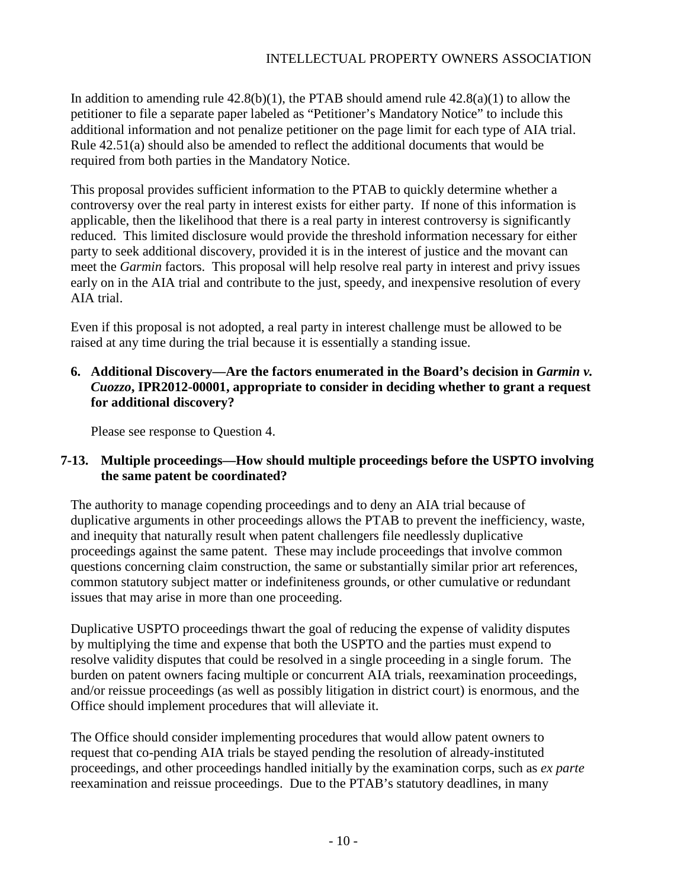In addition to amending rule 42.8(b)(1), the PTAB should amend rule 42.8(a)(1) to allow the petitioner to file a separate paper labeled as "Petitioner's Mandatory Notice" to include this additional information and not penalize petitioner on the page limit for each type of AIA trial. Rule 42.51(a) should also be amended to reflect the additional documents that would be required from both parties in the Mandatory Notice.

This proposal provides sufficient information to the PTAB to quickly determine whether a controversy over the real party in interest exists for either party. If none of this information is applicable, then the likelihood that there is a real party in interest controversy is significantly reduced. This limited disclosure would provide the threshold information necessary for either party to seek additional discovery, provided it is in the interest of justice and the movant can meet the *Garmin* factors. This proposal will help resolve real party in interest and privy issues early on in the AIA trial and contribute to the just, speedy, and inexpensive resolution of every AIA trial.

Even if this proposal is not adopted, a real party in interest challenge must be allowed to be raised at any time during the trial because it is essentially a standing issue.

**6. Additional Discovery—Are the factors enumerated in the Board's decision in *Garmin v. Cuozzo*, IPR2012-00001, appropriate to consider in deciding whether to grant a request for additional discovery?**

Please see response to Question 4.

**7-13. Multiple proceedings—How should multiple proceedings before the USPTO involving the same patent be coordinated?**

The authority to manage copending proceedings and to deny an AIA trial because of duplicative arguments in other proceedings allows the PTAB to prevent the inefficiency, waste, and inequity that naturally result when patent challengers file needlessly duplicative proceedings against the same patent. These may include proceedings that involve common questions concerning claim construction, the same or substantially similar prior art references, common statutory subject matter or indefiniteness grounds, or other cumulative or redundant issues that may arise in more than one proceeding.

Duplicative USPTO proceedings thwart the goal of reducing the expense of validity disputes by multiplying the time and expense that both the USPTO and the parties must expend to resolve validity disputes that could be resolved in a single proceeding in a single forum. The burden on patent owners facing multiple or concurrent AIA trials, reexamination proceedings, and/or reissue proceedings (as well as possibly litigation in district court) is enormous, and the Office should implement procedures that will alleviate it.

The Office should consider implementing procedures that would allow patent owners to request that co-pending AIA trials be stayed pending the resolution of already-instituted proceedings, and other proceedings handled initially by the examination corps, such as *ex parte* reexamination and reissue proceedings. Due to the PTAB's statutory deadlines, in many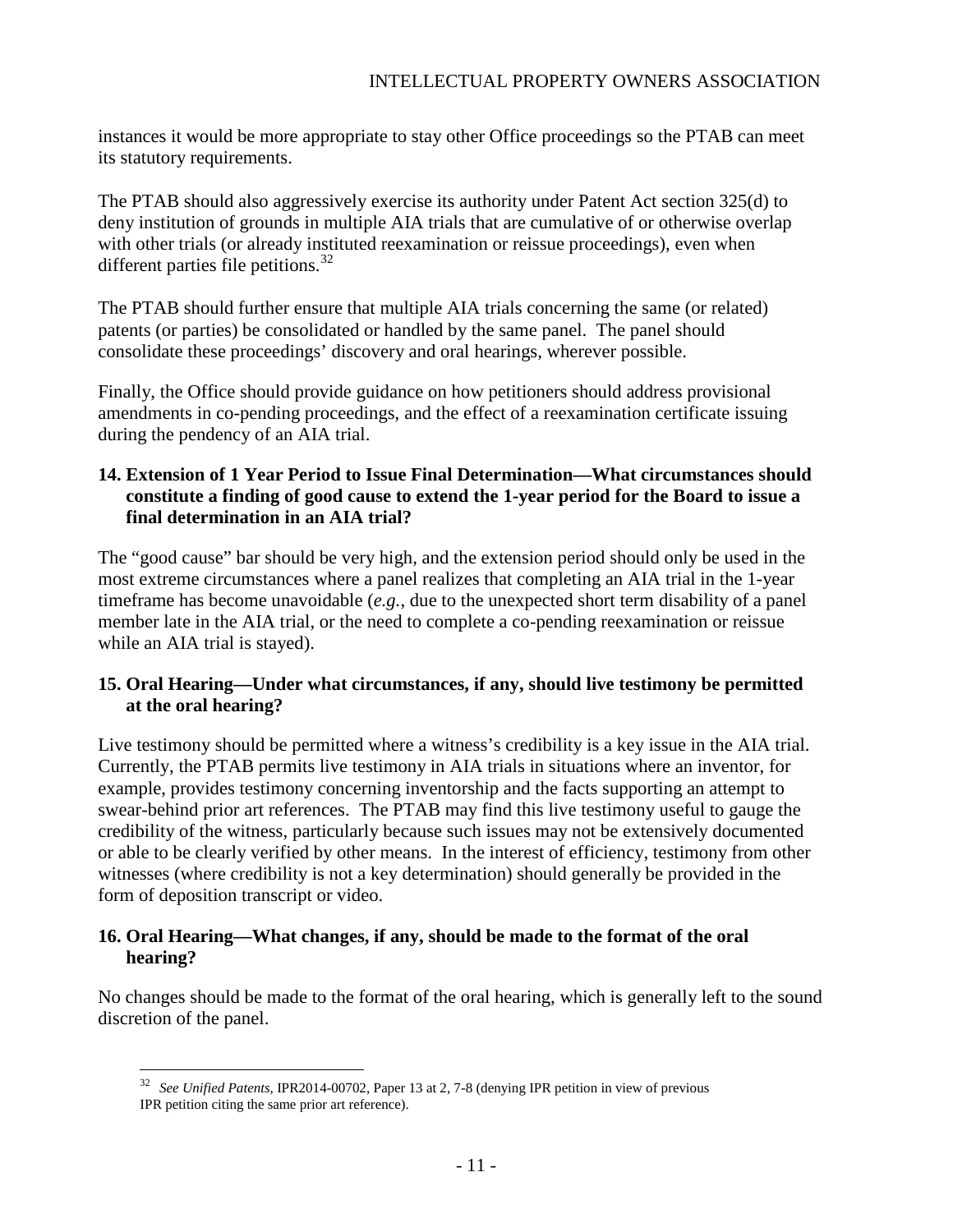instances it would be more appropriate to stay other Office proceedings so the PTAB can meet its statutory requirements.

The PTAB should also aggressively exercise its authority under Patent Act section 325(d) to deny institution of grounds in multiple AIA trials that are cumulative of or otherwise overlap with other trials (or already instituted reexamination or reissue proceedings), even when different parties file petitions.[32]

The PTAB should further ensure that multiple AIA trials concerning the same (or related) patents (or parties) be consolidated or handled by the same panel. The panel should consolidate these proceedings' discovery and oral hearings, wherever possible.

Finally, the Office should provide guidance on how petitioners should address provisional amendments in co-pending proceedings, and the effect of a reexamination certificate issuing during the pendency of an AIA trial.

### 14. Extension of 1 Year Period to Issue Final Determination—What circumstances should constitute a finding of good cause to extend the 1-year period for the Board to issue a final determination in an AIA trial?

The "good cause" bar should be very high, and the extension period should only be used in the most extreme circumstances where a panel realizes that completing an AIA trial in the 1-year timeframe has become unavoidable (*e.g.*, due to the unexpected short term disability of a panel member late in the AIA trial, or the need to complete a co-pending reexamination or reissue while an AIA trial is stayed).

### 15. Oral Hearing—Under what circumstances, if any, should live testimony be permitted at the oral hearing?

Live testimony should be permitted where a witness's credibility is a key issue in the AIA trial. Currently, the PTAB permits live testimony in AIA trials in situations where an inventor, for example, provides testimony concerning inventorship and the facts supporting an attempt to swear-behind prior art references. The PTAB may find this live testimony useful to gauge the credibility of the witness, particularly because such issues may not be extensively documented or able to be clearly verified by other means. In the interest of efficiency, testimony from other witnesses (where credibility is not a key determination) should generally be provided in the form of deposition transcript or video.

### 16. Oral Hearing—What changes, if any, should be made to the format of the oral hearing?

No changes should be made to the format of the oral hearing, which is generally left to the sound discretion of the panel.

---

[32] *See Unified Patents*, IPR2014-00702, Paper 13 at 2, 7-8 (denying IPR petition in view of previous IPR petition citing the same prior art reference).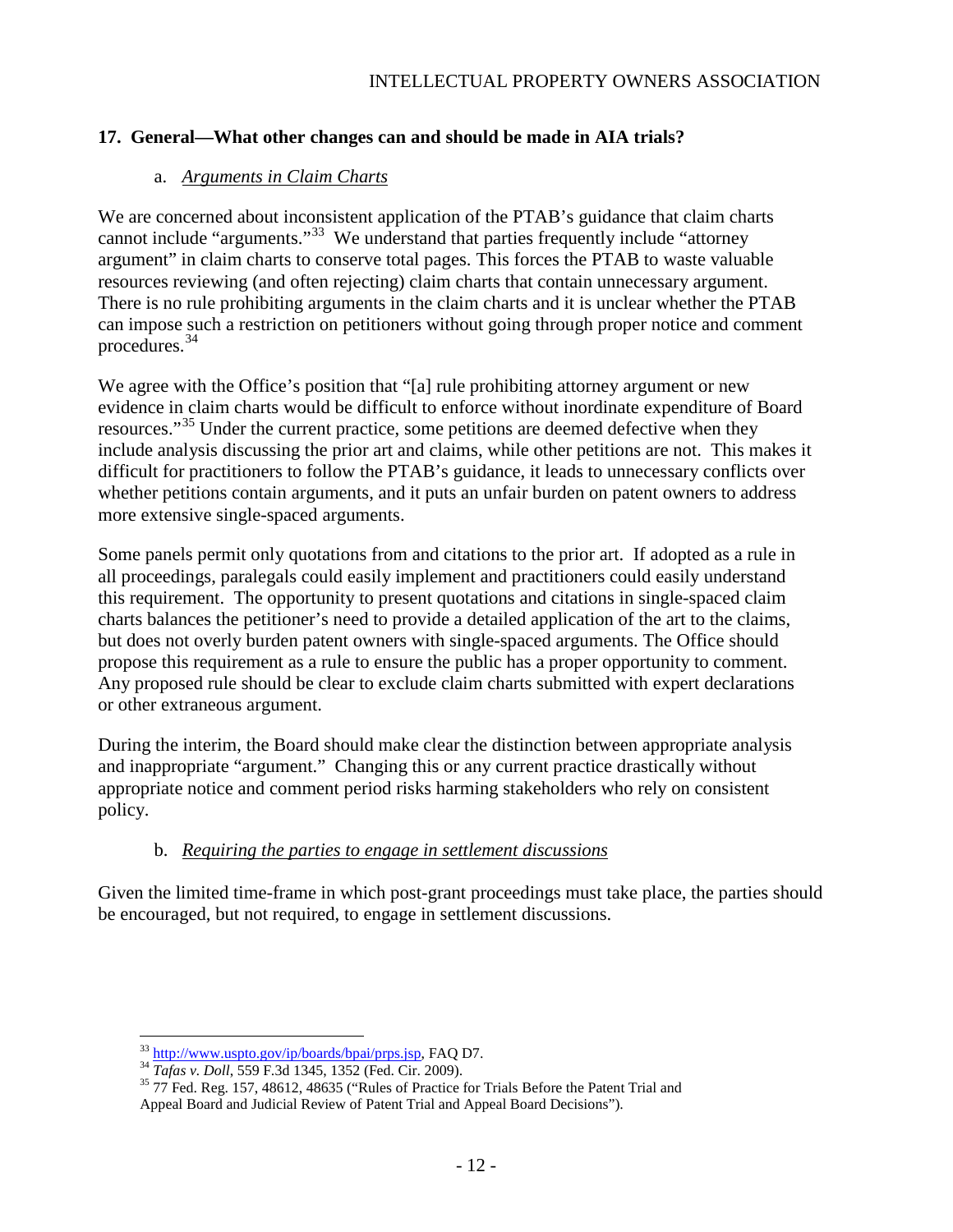## 17. General—What other changes can and should be made in AIA trials?

### a. *Arguments in Claim Charts*

We are concerned about inconsistent application of the PTAB's guidance that claim charts cannot include "arguments."[33] We understand that parties frequently include "attorney argument" in claim charts to conserve total pages. This forces the PTAB to waste valuable resources reviewing (and often rejecting) claim charts that contain unnecessary argument. There is no rule prohibiting arguments in the claim charts and it is unclear whether the PTAB can impose such a restriction on petitioners without going through proper notice and comment procedures.[34]

We agree with the Office's position that "[a] rule prohibiting attorney argument or new evidence in claim charts would be difficult to enforce without inordinate expenditure of Board resources."[35] Under the current practice, some petitions are deemed defective when they include analysis discussing the prior art and claims, while other petitions are not. This makes it difficult for practitioners to follow the PTAB's guidance, it leads to unnecessary conflicts over whether petitions contain arguments, and it puts an unfair burden on patent owners to address more extensive single-spaced arguments.

Some panels permit only quotations from and citations to the prior art. If adopted as a rule in all proceedings, paralegals could easily implement and practitioners could easily understand this requirement. The opportunity to present quotations and citations in single-spaced claim charts balances the petitioner's need to provide a detailed application of the art to the claims, but does not overly burden patent owners with single-spaced arguments. The Office should propose this requirement as a rule to ensure the public has a proper opportunity to comment. Any proposed rule should be clear to exclude claim charts submitted with expert declarations or other extraneous argument.

During the interim, the Board should make clear the distinction between appropriate analysis and inappropriate "argument." Changing this or any current practice drastically without appropriate notice and comment period risks harming stakeholders who rely on consistent policy.

### b. *Requiring the parties to engage in settlement discussions*

Given the limited time-frame in which post-grant proceedings must take place, the parties should be encouraged, but not required, to engage in settlement discussions.

---

[33] http://www.uspto.gov/ip/boards/bpai/prps.jsp, FAQ D7.

[34] *Tafas v. Doll*, 559 F.3d 1345, 1352 (Fed. Cir. 2009).

[35] 77 Fed. Reg. 157, 48612, 48635 ("Rules of Practice for Trials Before the Patent Trial and Appeal Board and Judicial Review of Patent Trial and Appeal Board Decisions").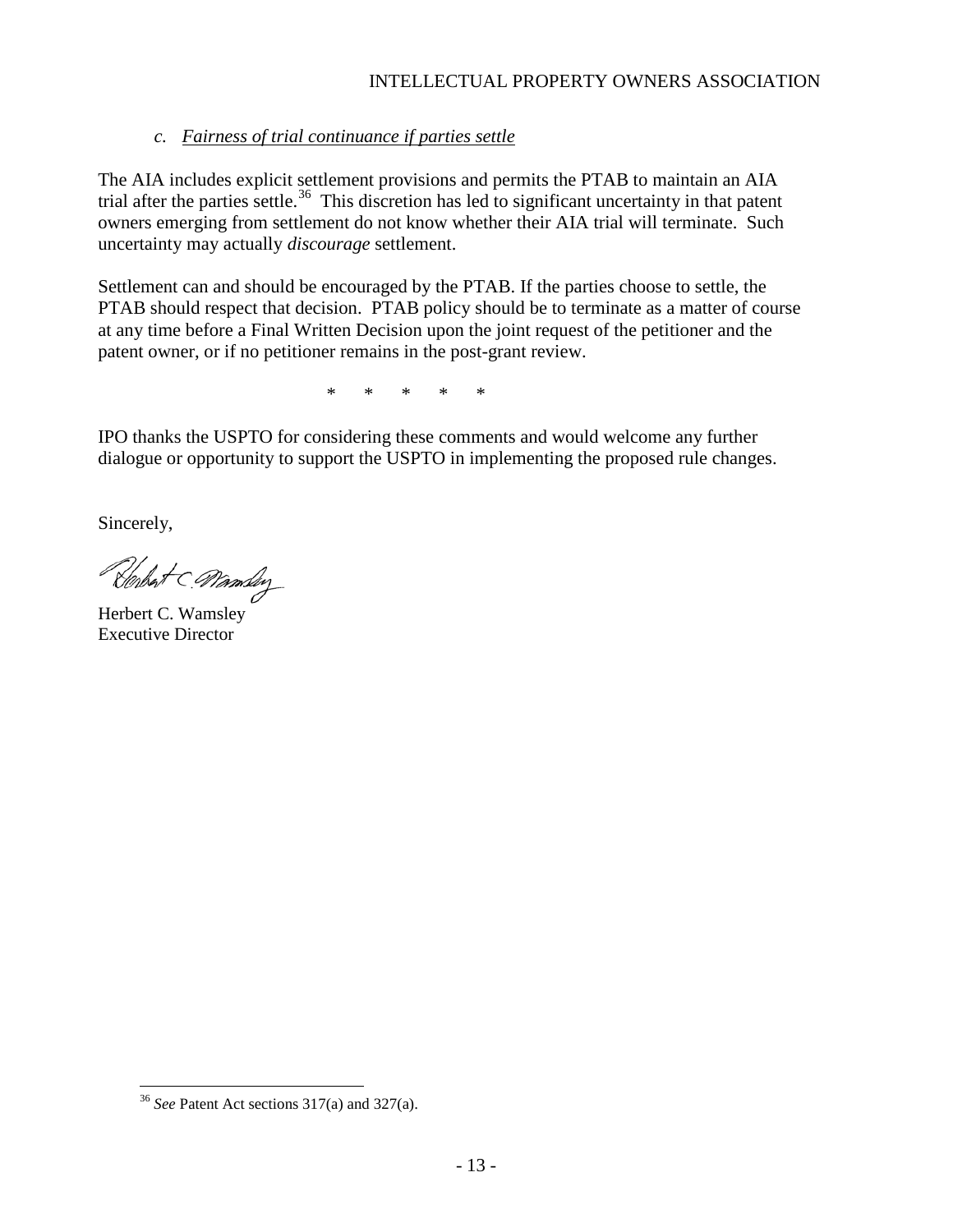### *c. Fairness of trial continuance if parties settle*

The AIA includes explicit settlement provisions and permits the PTAB to maintain an AIA trial after the parties settle.[36] This discretion has led to significant uncertainty in that patent owners emerging from settlement do not know whether their AIA trial will terminate. Such uncertainty may actually *discourage* settlement.

Settlement can and should be encouraged by the PTAB. If the parties choose to settle, the PTAB should respect that decision. PTAB policy should be to terminate as a matter of course at any time before a Final Written Decision upon the joint request of the petitioner and the patent owner, or if no petitioner remains in the post-grant review.

\* \* \* \* \*

IPO thanks the USPTO for considering these comments and would welcome any further dialogue or opportunity to support the USPTO in implementing the proposed rule changes.

Sincerely,

Herbert C. Wamsley
Executive Director

---

[36] *See* Patent Act sections 317(a) and 327(a).